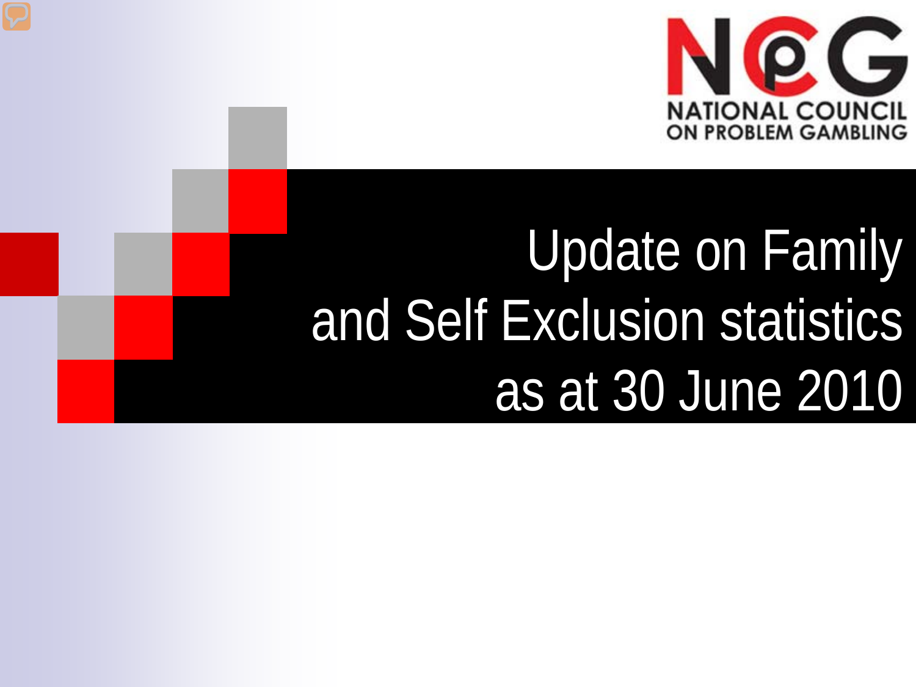NATIONAL COUNCIL ON PROBLEM GAMBLING

# Update on Family and Self Exclusion statistics as at 30 June 2010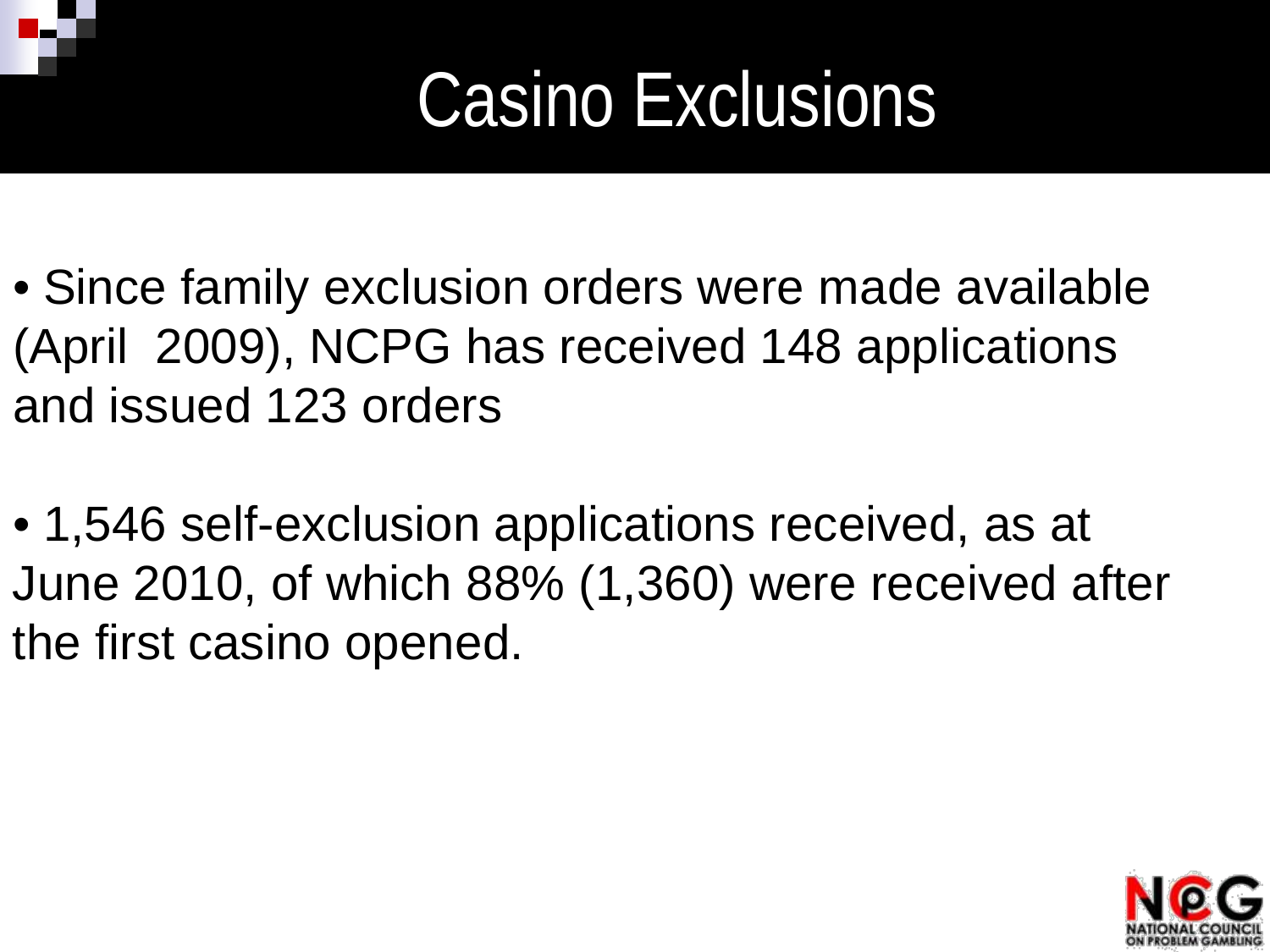# Casino Exclusions

- Since family exclusion orders were made available (April 2009), NCPG has received 148 applications and issued 123 orders

- 1,546 self-exclusion applications received, as at June 2010, of which 88% (1,360) were received after the first casino opened.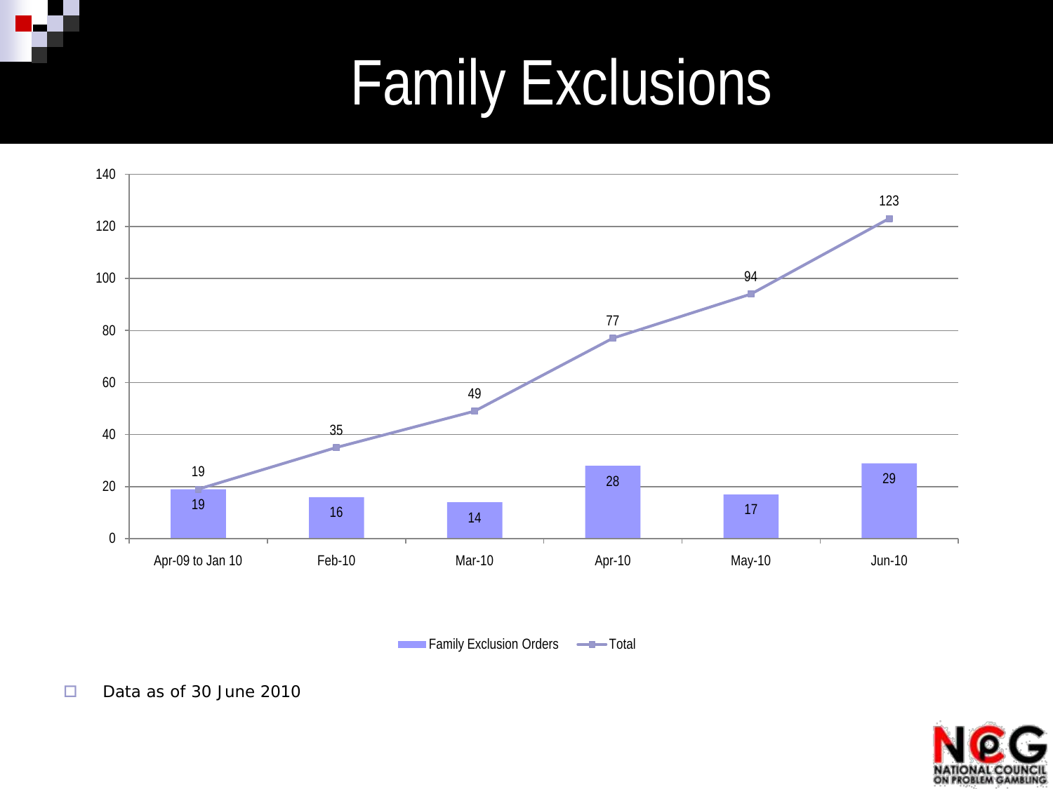# Family Exclusions

| | Family Exclusion Orders | Total |
|---|---|---|
| Apr-09 to Jan 10 | 19 | 19 |
| Feb-10 | 16 | 35 |
| Mar-10 | 14 | 49 |
| Apr-10 | 28 | 77 |
| May-10 | 17 | 94 |
| Jun-10 | 29 | 123 |

- Data as of 30 June 2010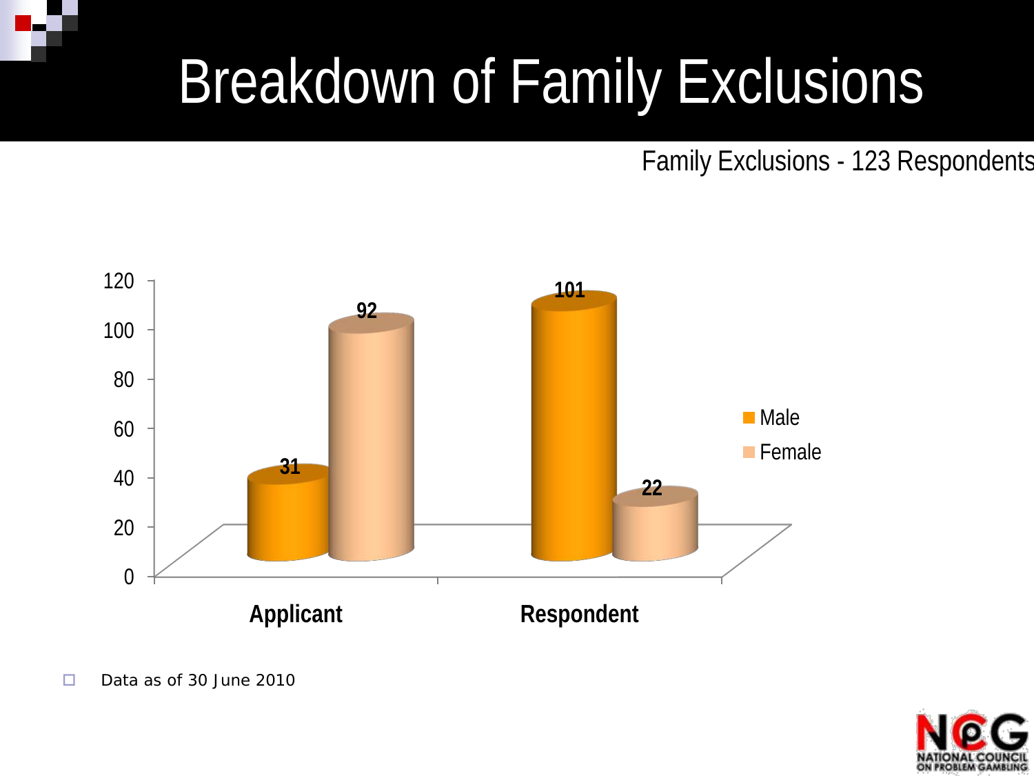# Breakdown of Family Exclusions

Family Exclusions - 123 Respondents

| | Male | Female |
|---|---|---|
| Applicant | 31 | 92 |
| Respondent | 101 | 22 |

- Data as of 30 June 2010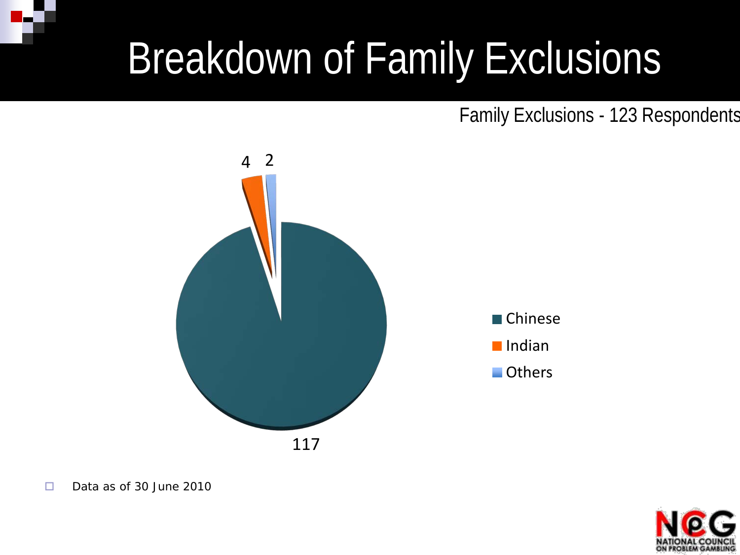# Breakdown of Family Exclusions

Family Exclusions - 123 Respondents

| Category | Count |
| --- | --- |
| Chinese | 117 |
| Indian | 4 |
| Others | 2 |

- Data as of 30 June 2010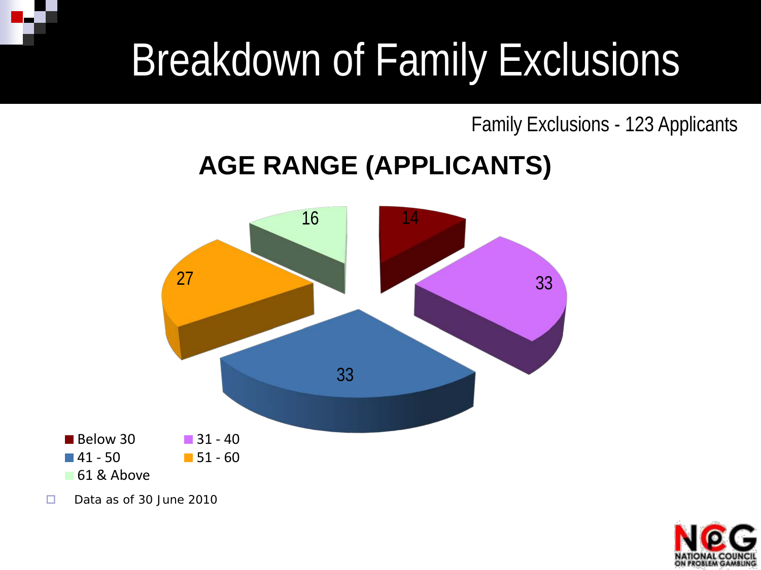# Breakdown of Family Exclusions

Family Exclusions - 123 Applicants

**AGE RANGE (APPLICANTS)**

| Age Range | Applicants |
|---|---|
| Below 30 | 14 |
| 31 - 40 | 33 |
| 41 - 50 | 33 |
| 51 - 60 | 27 |
| 61 & Above | 16 |

- Data as of 30 June 2010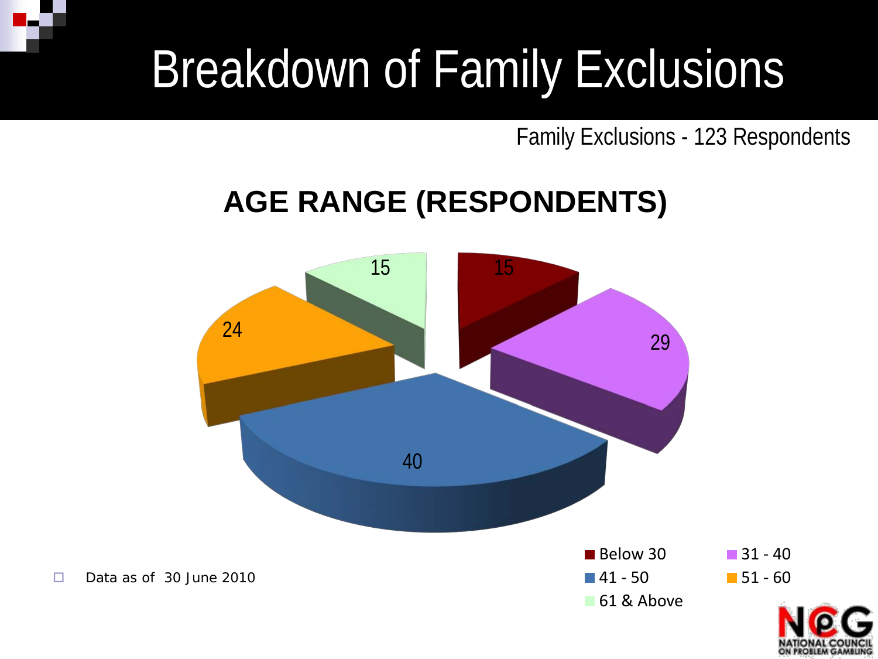# Breakdown of Family Exclusions

Family Exclusions - 123 Respondents

## AGE RANGE (RESPONDENTS)

| Age Range | Respondents |
|---|---|
| Below 30 | 15 |
| 31 - 40 | 29 |
| 41 - 50 | 40 |
| 51 - 60 | 24 |
| 61 & Above | 15 |

- Data as of 30 June 2010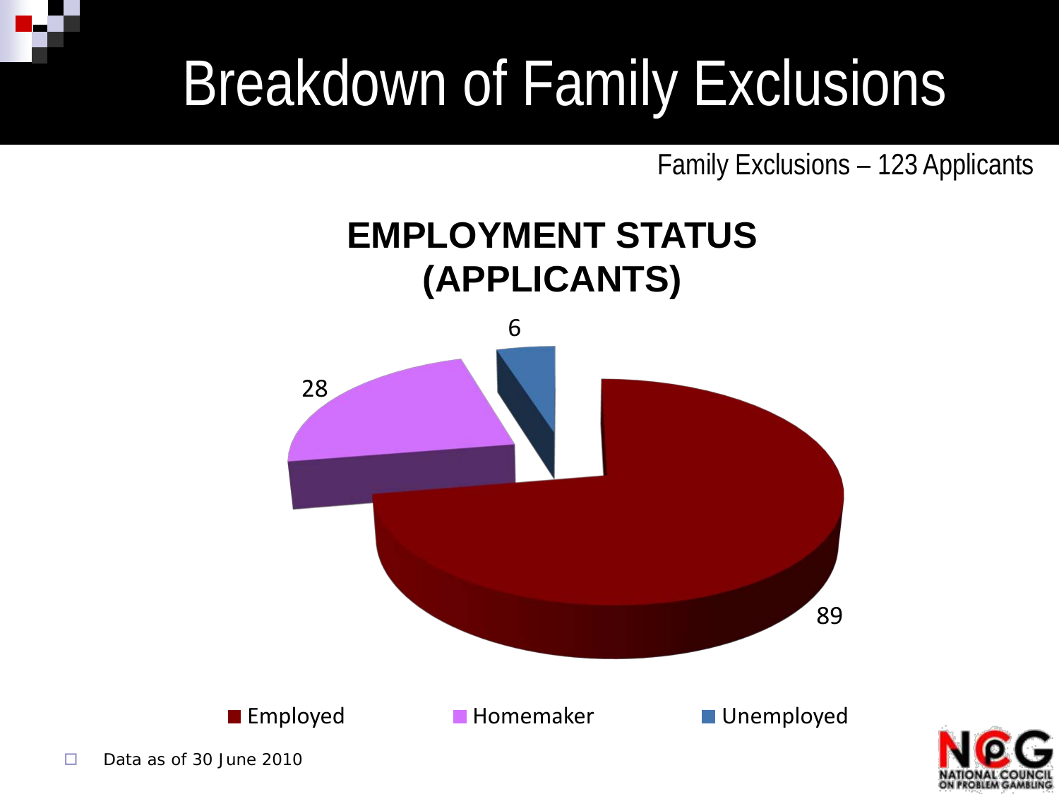# Breakdown of Family Exclusions

Family Exclusions – 123 Applicants

**EMPLOYMENT STATUS (APPLICANTS)**

| Employment Status | Applicants |
| --- | --- |
| Employed | 89 |
| Homemaker | 28 |
| Unemployed | 6 |

- Data as of 30 June 2010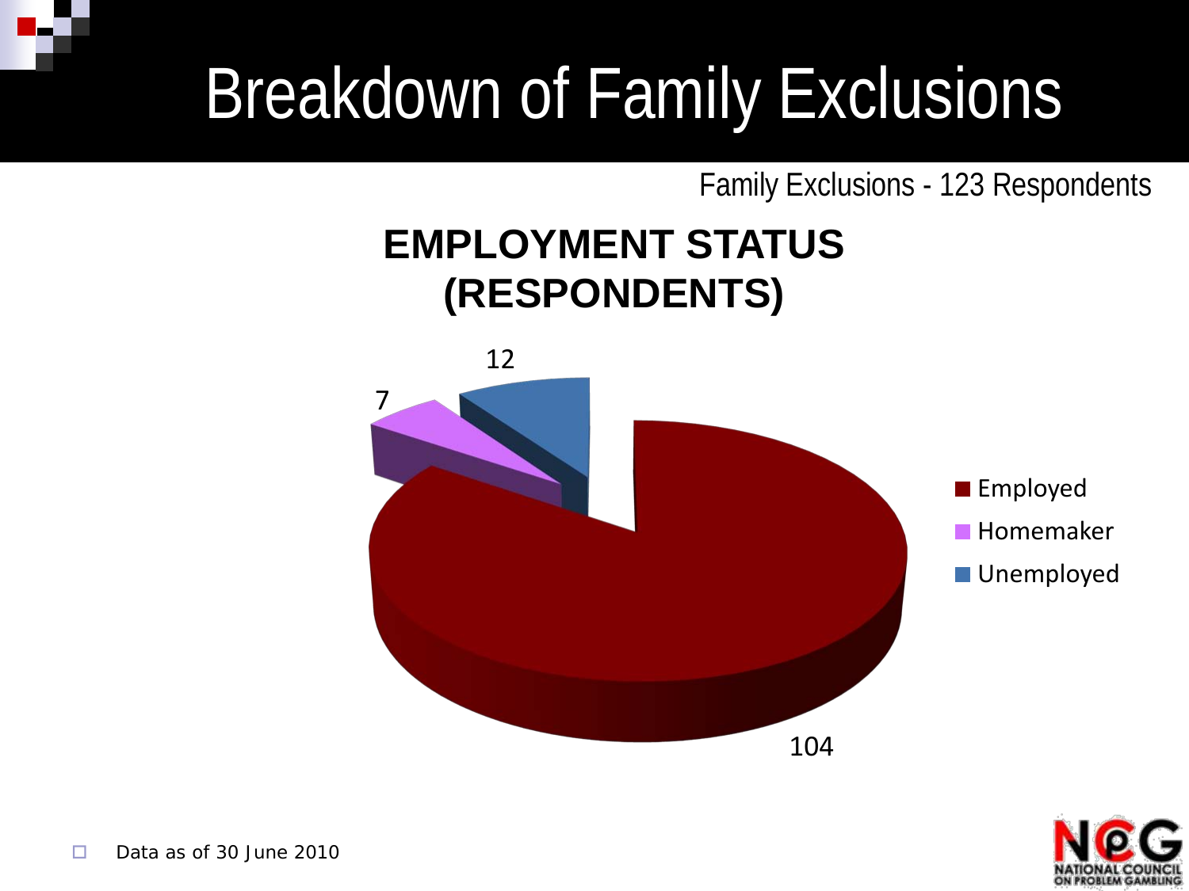# Breakdown of Family Exclusions

Family Exclusions - 123 Respondents

**EMPLOYMENT STATUS (RESPONDENTS)**

| Employment Status | Respondents |
| --- | --- |
| Employed | 104 |
| Homemaker | 7 |
| Unemployed | 12 |

- Data as of 30 June 2010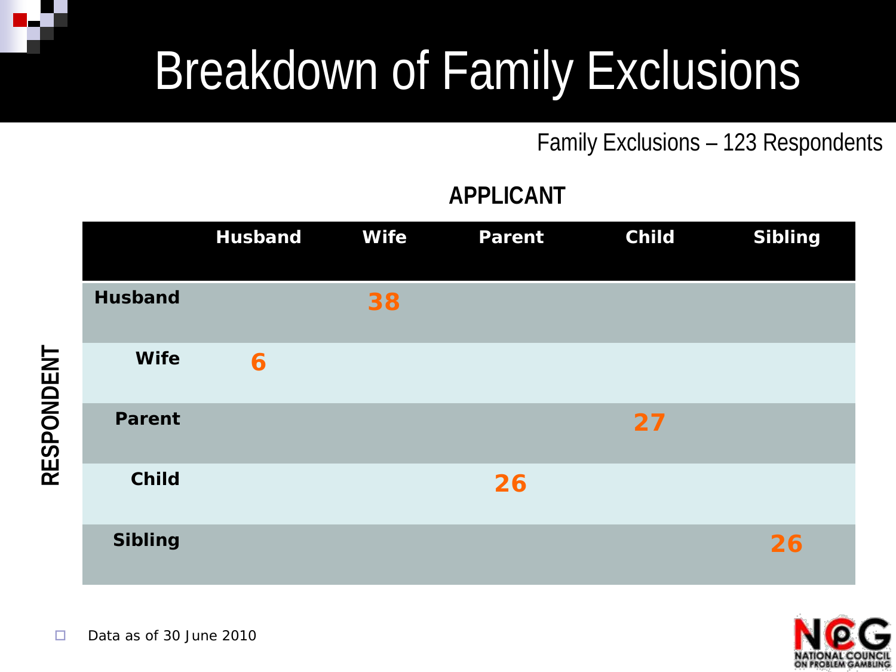# Breakdown of Family Exclusions

Family Exclusions – 123 Respondents

**APPLICANT**

| RESPONDENT | Husband | Wife | Parent | Child | Sibling |
|---|---|---|---|---|---|
| **Husband** | | 38 | | | |
| **Wife** | 6 | | | | |
| **Parent** | | | | 27 | |
| **Child** | | | 26 | | |
| **Sibling** | | | | | 26 |

- Data as of 30 June 2010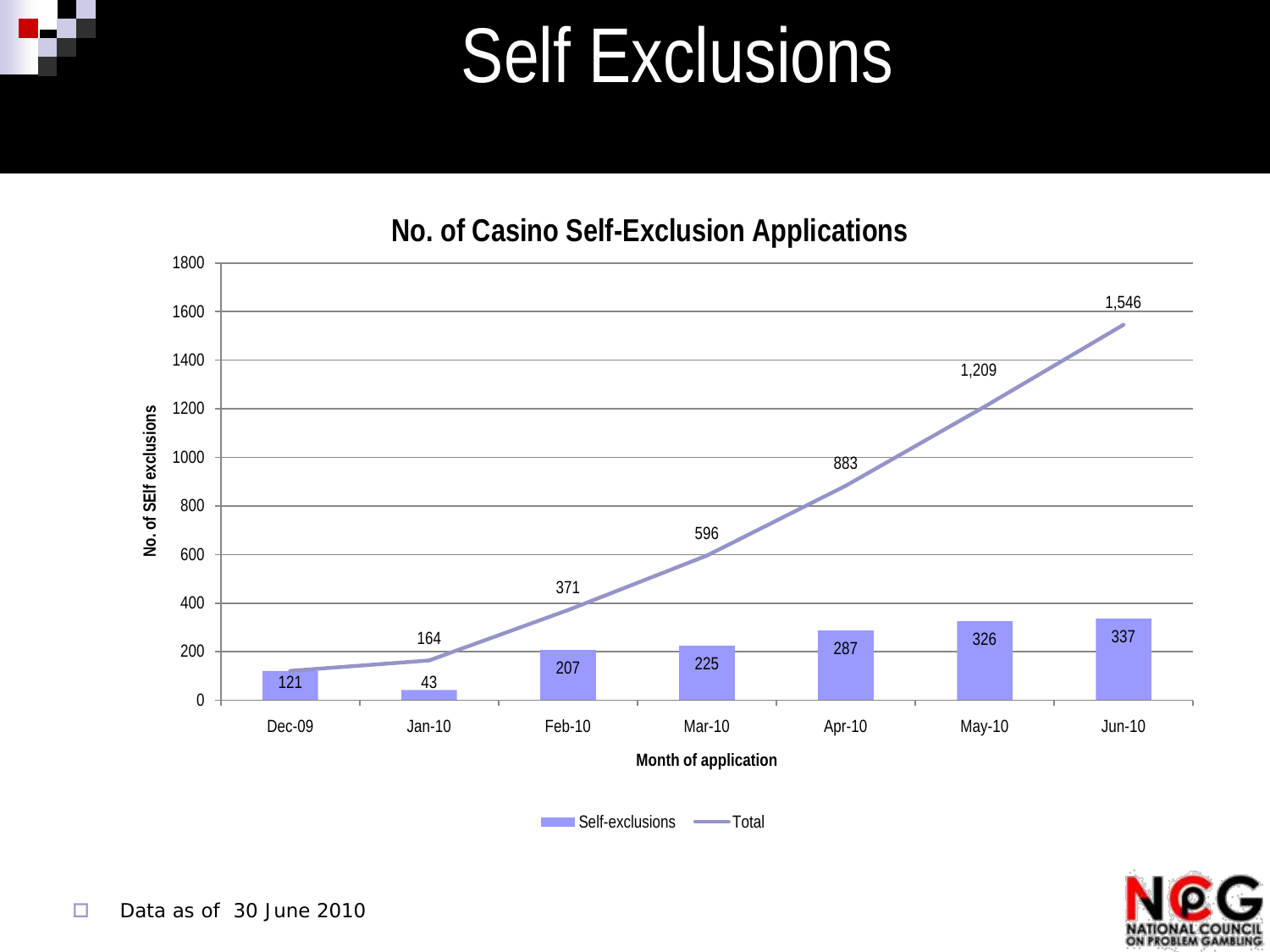# Self Exclusions

**No. of Casino Self-Exclusion Applications**

| Month of application | Self-exclusions | Total |
|---|---|---|
| Dec-09 | 121 | |
| Jan-10 | 43 | 164 |
| Feb-10 | 207 | 371 |
| Mar-10 | 225 | 596 |
| Apr-10 | 287 | 883 |
| May-10 | 326 | 1,209 |
| Jun-10 | 337 | 1,546 |

- Data as of 30 June 2010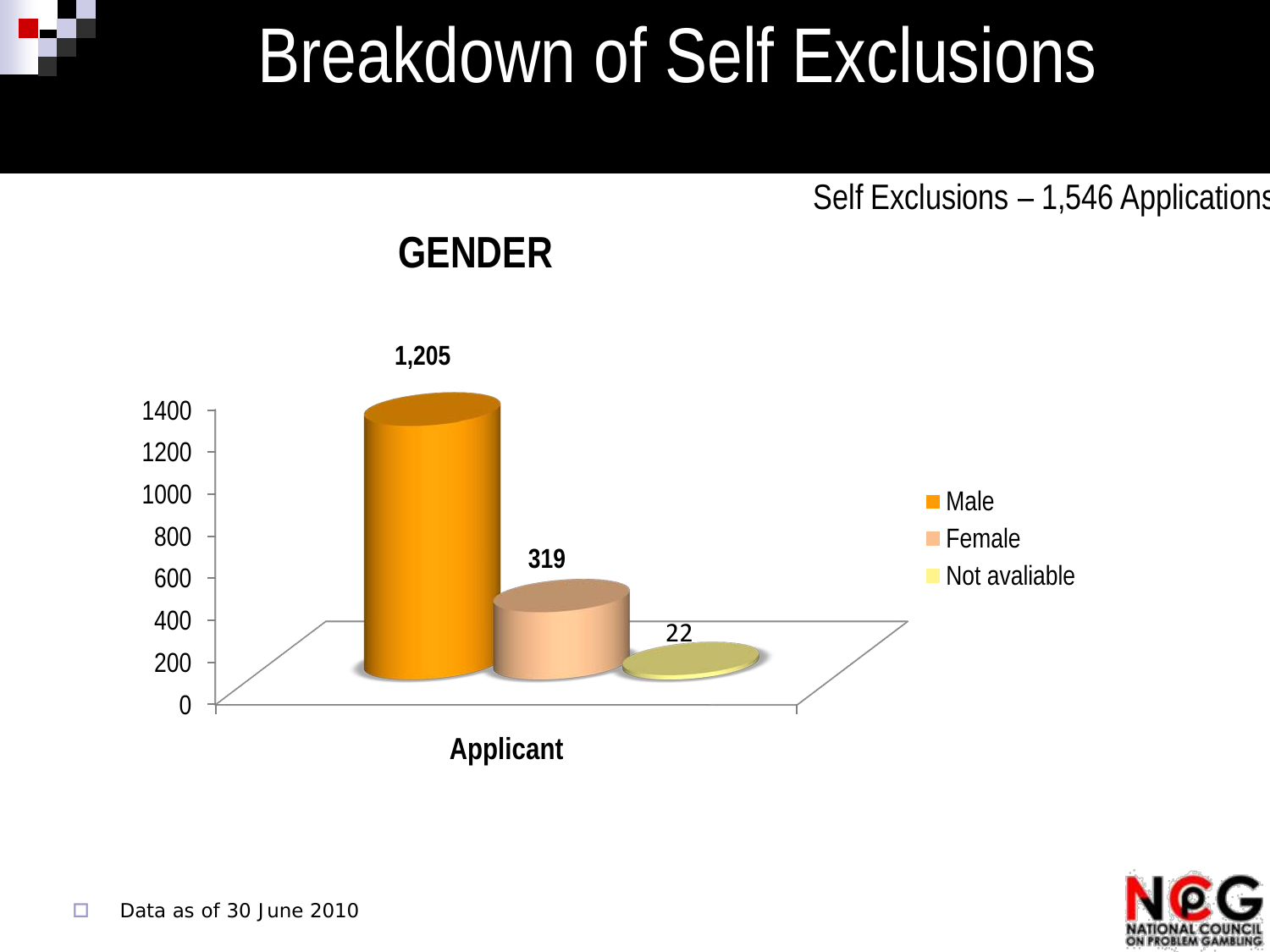# Breakdown of Self Exclusions

Self Exclusions – 1,546 Applications

## GENDER

| Applicant | Value |
|---|---|
| Male | 1,205 |
| Female | 319 |
| Not avaliable | 22 |

- Data as of 30 June 2010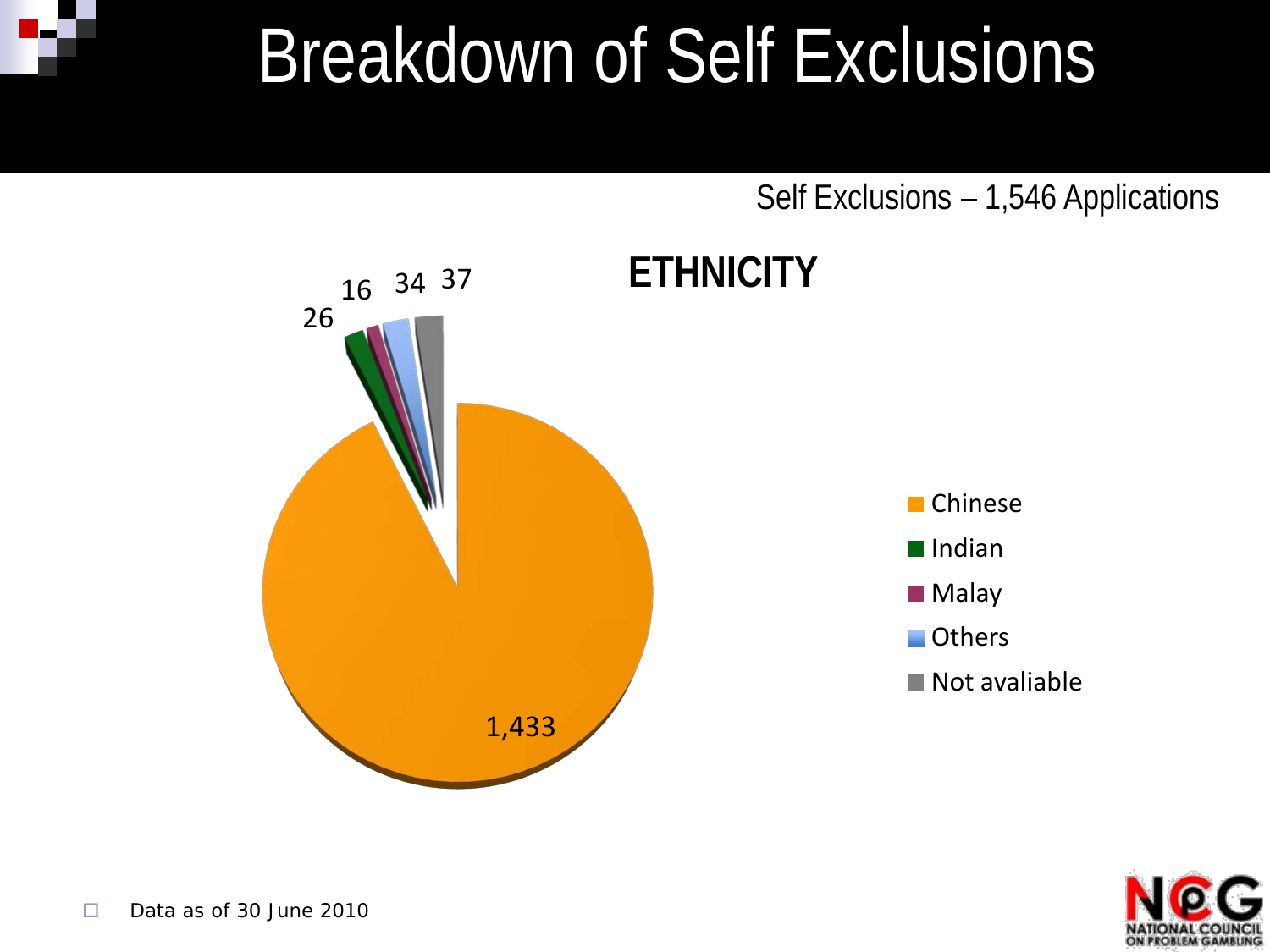# Breakdown of Self Exclusions

Self Exclusions – 1,546 Applications

**ETHNICITY**

| Ethnicity | Number |
| --- | --- |
| Chinese | 1,433 |
| Indian | 26 |
| Malay | 16 |
| Others | 34 |
| Not avaliable | 37 |

- Data as of 30 June 2010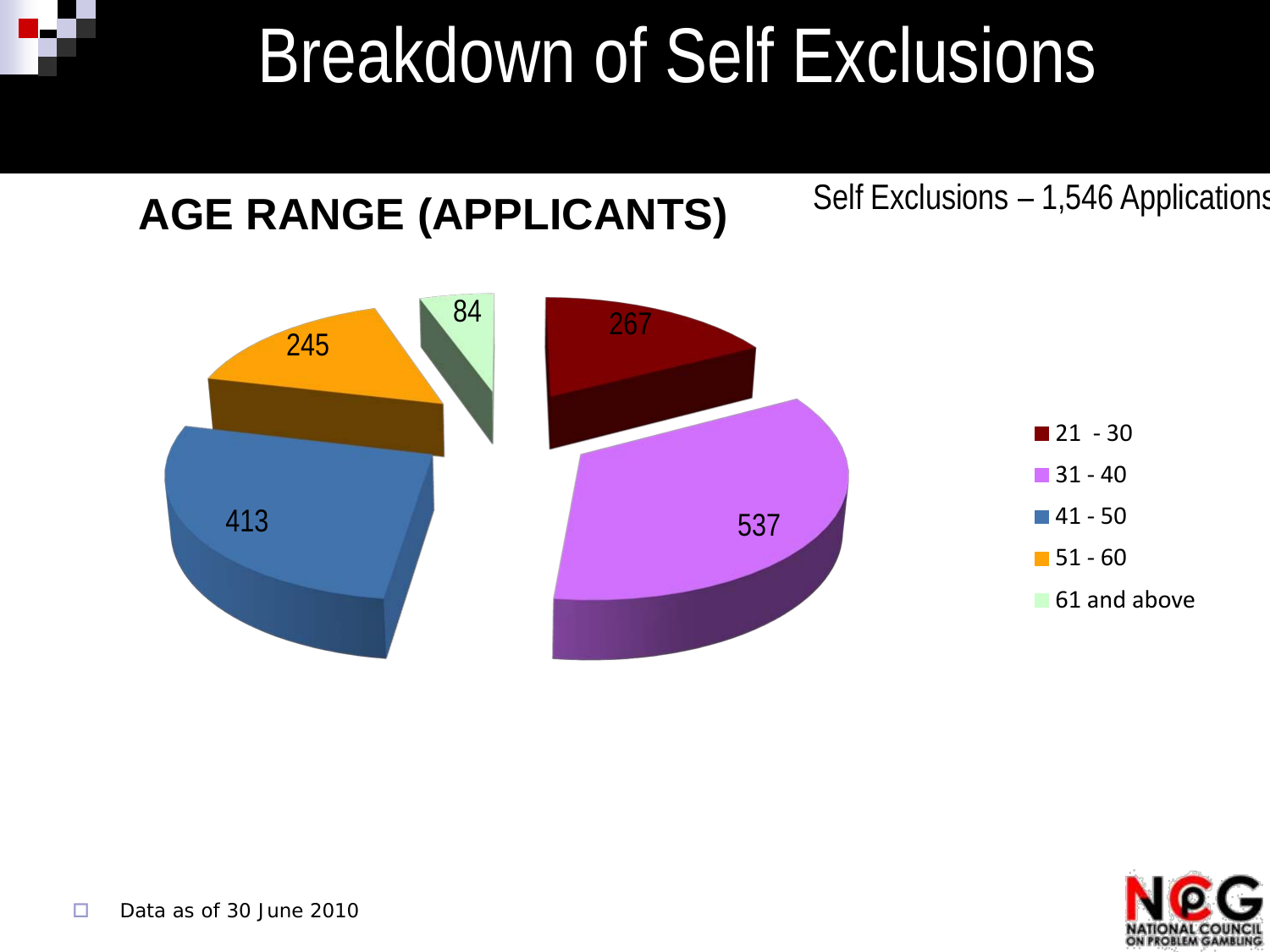# Breakdown of Self Exclusions

## AGE RANGE (APPLICANTS)

Self Exclusions – 1,546 Applications

| Age Range | Applicants |
|---|---|
| 21 - 30 | 267 |
| 31 - 40 | 537 |
| 41 - 50 | 413 |
| 51 - 60 | 245 |
| 61 and above | 84 |

- Data as of 30 June 2010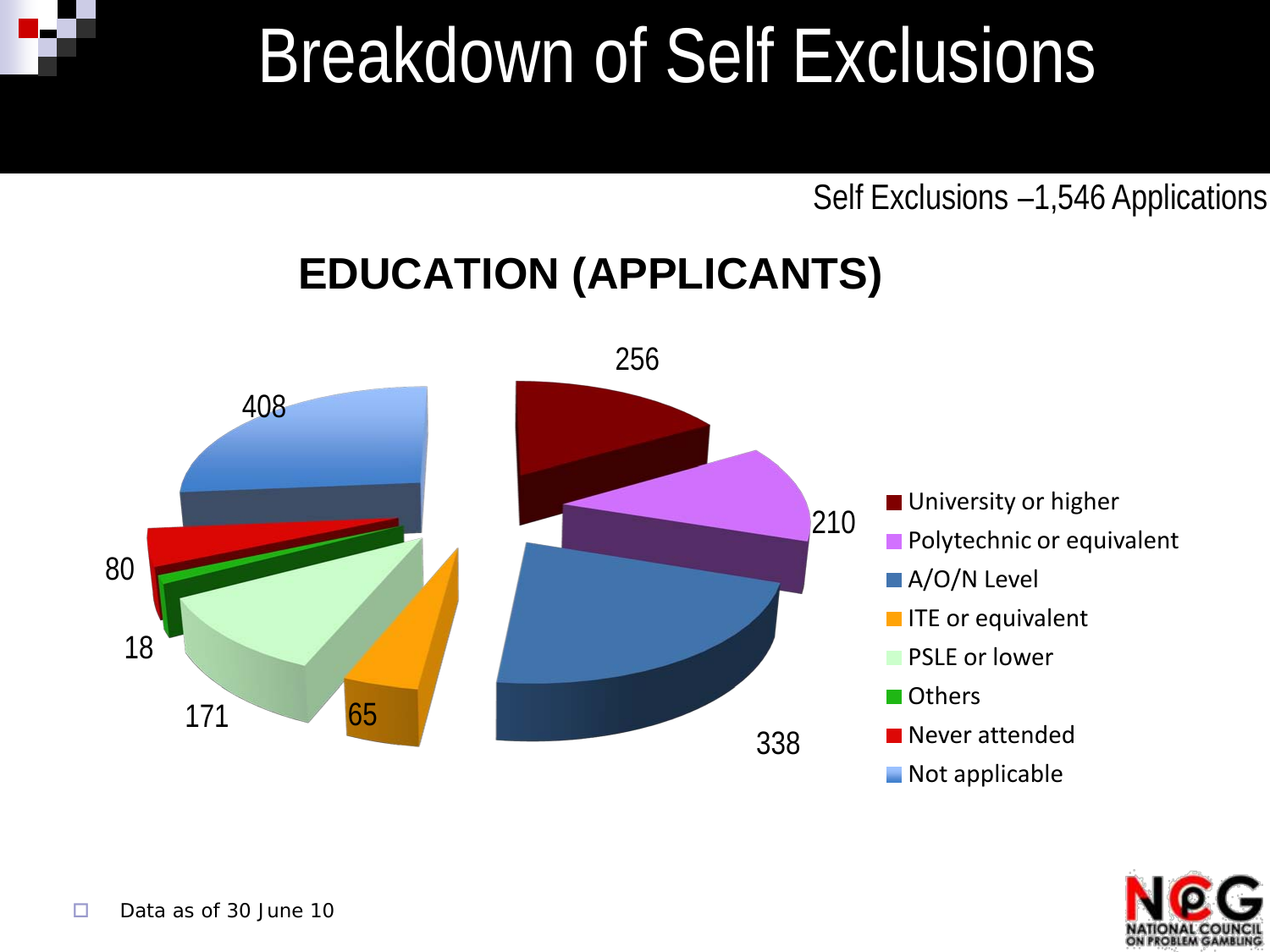# Breakdown of Self Exclusions

Self Exclusions –1,546 Applications

## EDUCATION (APPLICANTS)

| Education | Applicants |
|---|---|
| University or higher | 256 |
| Polytechnic or equivalent | 210 |
| A/O/N Level | 338 |
| ITE or equivalent | 65 |
| PSLE or lower | 171 |
| Others | 18 |
| Never attended | 80 |
| Not applicable | 408 |

- Data as of 30 June 10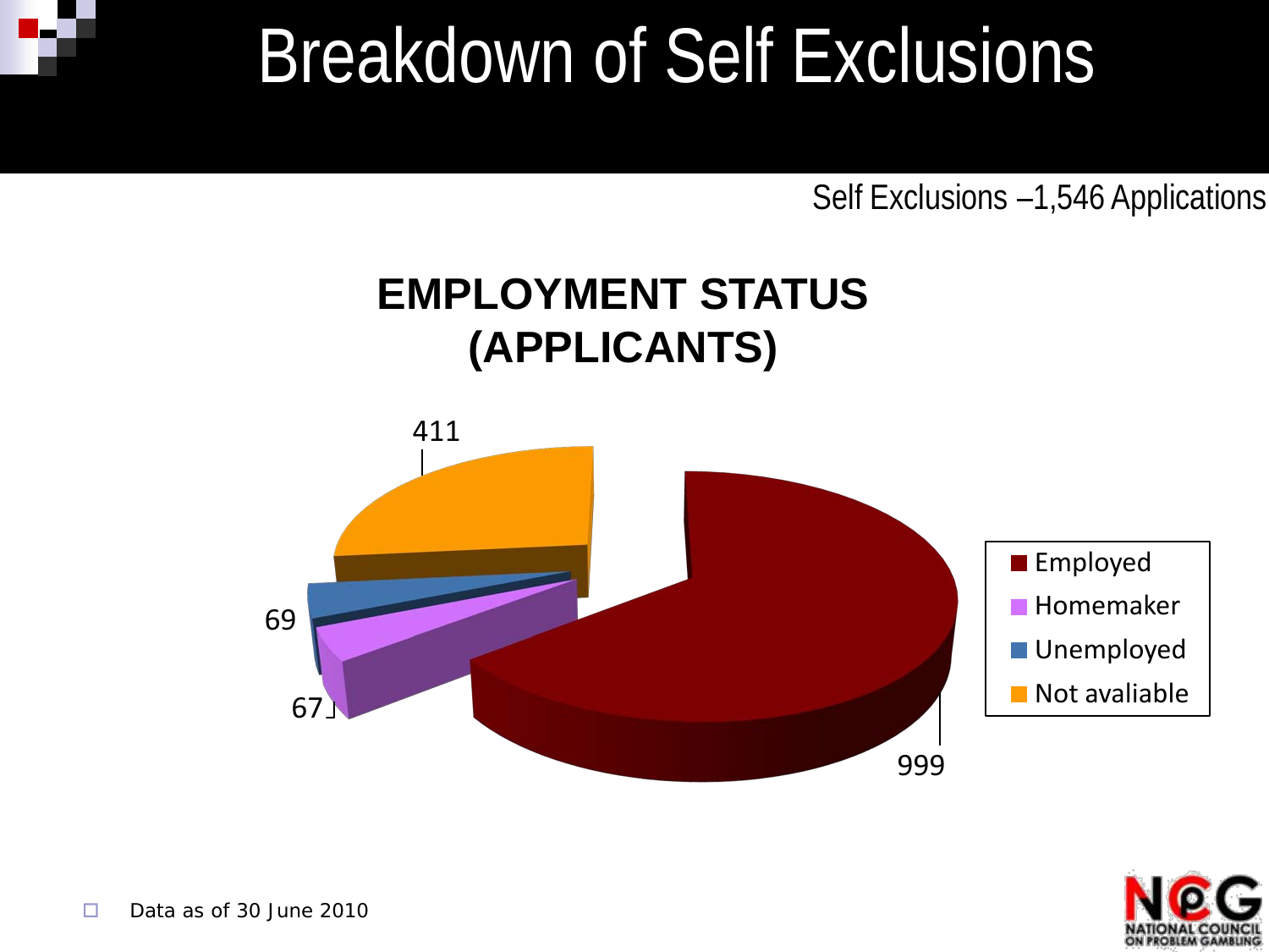# Breakdown of Self Exclusions

Self Exclusions –1,546 Applications

**EMPLOYMENT STATUS (APPLICANTS)**

411

69

67

999

Employed
Homemaker
Unemployed
Not avaliable

- Data as of 30 June 2010